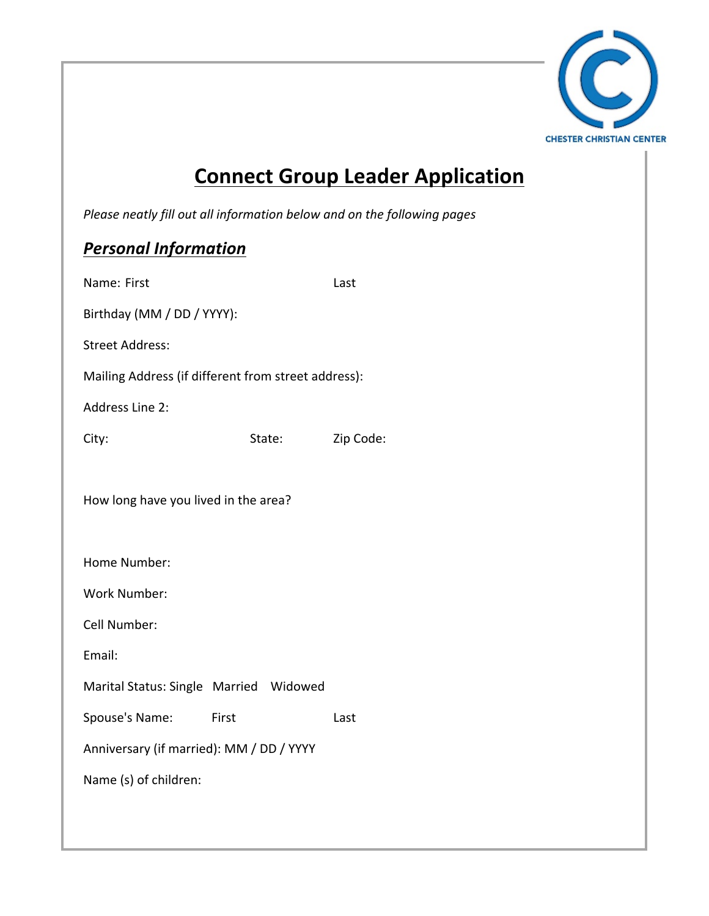CHESTER CHRISTIAN CENTER

# Connect Group Leader Application

*Please neatly fill out all information below and on the following pages*

## ***Personal Information***

Name: First Last

Birthday (MM / DD / YYYY):

Street Address:

Mailing Address (if different from street address):

Address Line 2:

City: State: Zip Code:

How long have you lived in the area?

Home Number:

Work Number:

Cell Number:

Email:

Marital Status: Single Married Widowed

Spouse's Name: First Last

Anniversary (if married): MM / DD / YYYY

Name (s) of children: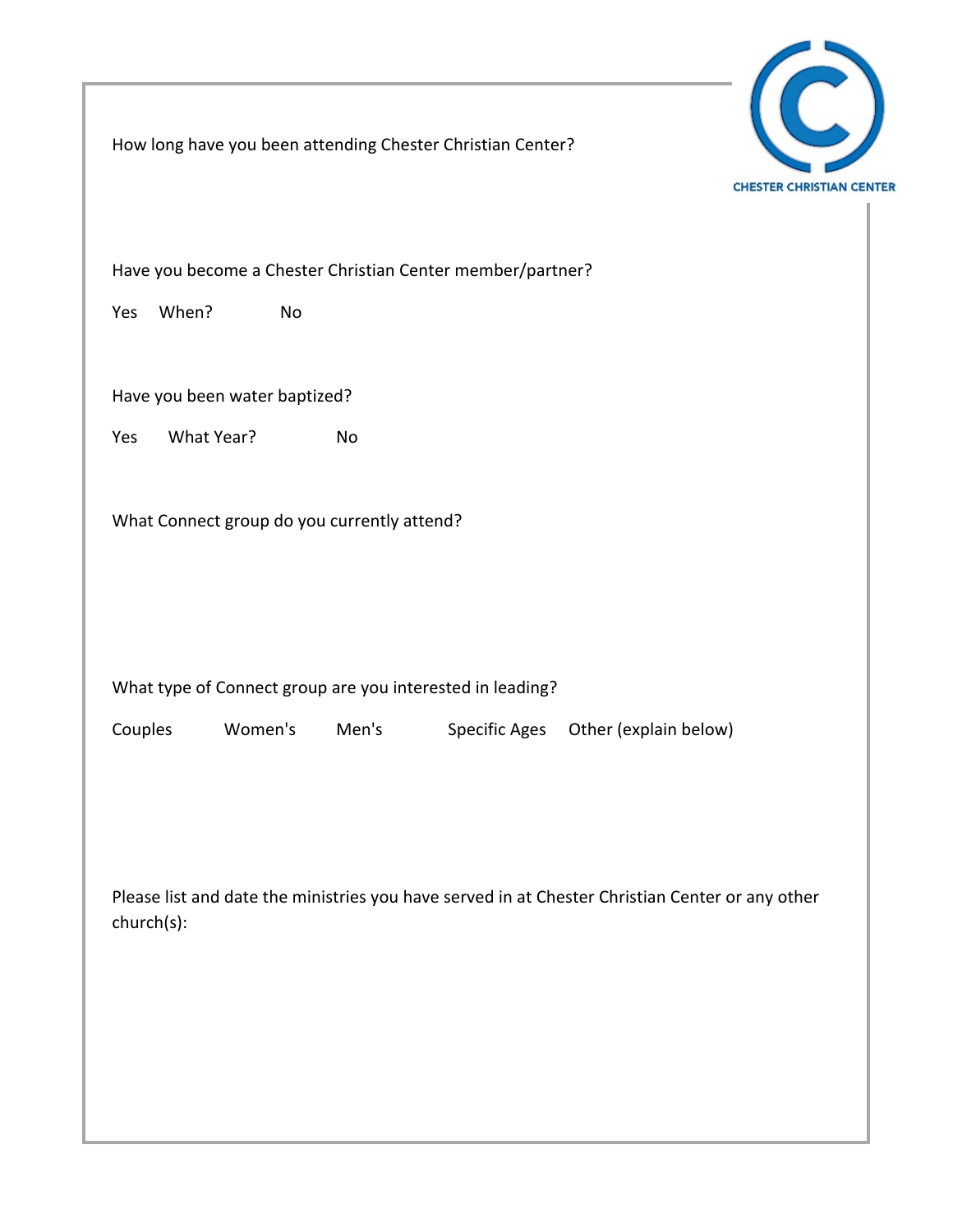How long have you been attending Chester Christian Center?

Have you become a Chester Christian Center member/partner?

Yes When? No

Have you been water baptized?

Yes What Year? No

What Connect group do you currently attend?

What type of Connect group are you interested in leading?

Couples Women's Men's Specific Ages Other (explain below)

Please list and date the ministries you have served in at Chester Christian Center or any other church(s):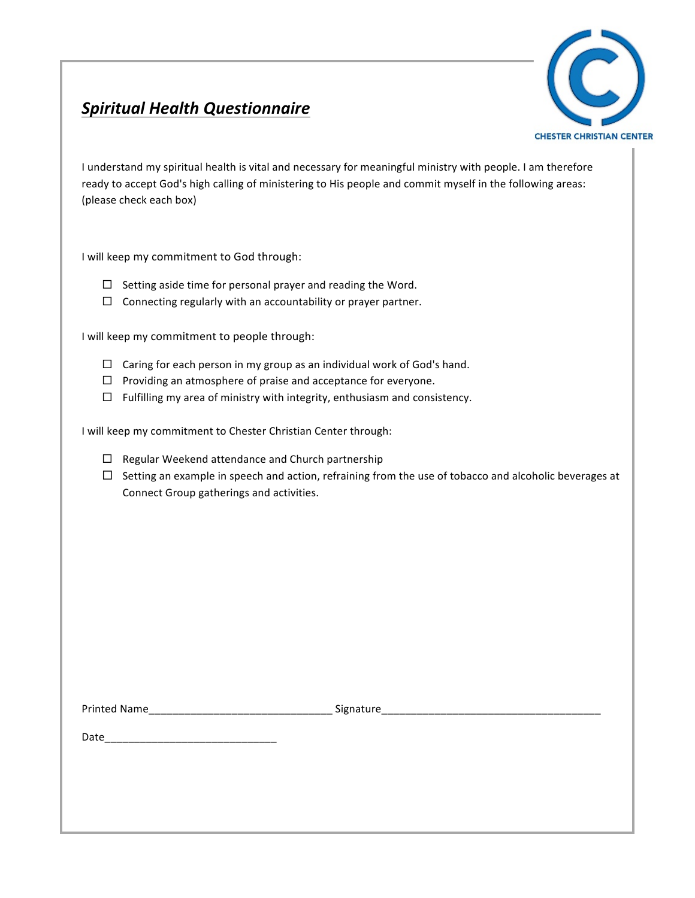## ***Spiritual Health Questionnaire***

CHESTER CHRISTIAN CENTER

I understand my spiritual health is vital and necessary for meaningful ministry with people. I am therefore ready to accept God's high calling of ministering to His people and commit myself in the following areas: (please check each box)

I will keep my commitment to God through:

- ☐ Setting aside time for personal prayer and reading the Word.
- ☐ Connecting regularly with an accountability or prayer partner.

I will keep my commitment to people through:

- ☐ Caring for each person in my group as an individual work of God's hand.
- ☐ Providing an atmosphere of praise and acceptance for everyone.
- ☐ Fulfilling my area of ministry with integrity, enthusiasm and consistency.

I will keep my commitment to Chester Christian Center through:

- ☐ Regular Weekend attendance and Church partnership
- ☐ Setting an example in speech and action, refraining from the use of tobacco and alcoholic beverages at Connect Group gatherings and activities.

Printed Name_______________________________ Signature______________________________________

Date_____________________________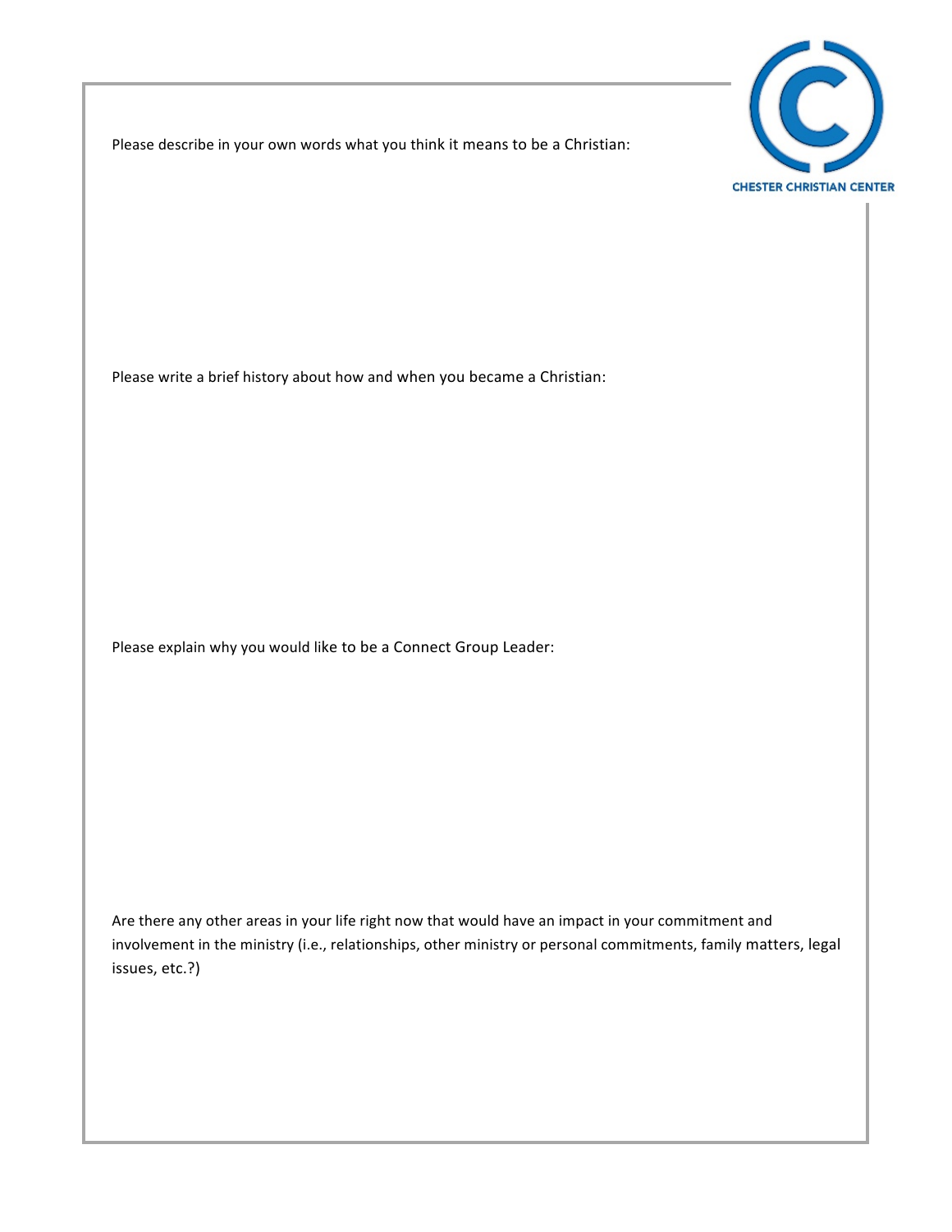CHESTER CHRISTIAN CENTER

Please describe in your own words what you think it means to be a Christian:

Please write a brief history about how and when you became a Christian:

Please explain why you would like to be a Connect Group Leader:

Are there any other areas in your life right now that would have an impact in your commitment and involvement in the ministry (i.e., relationships, other ministry or personal commitments, family matters, legal issues, etc.?)